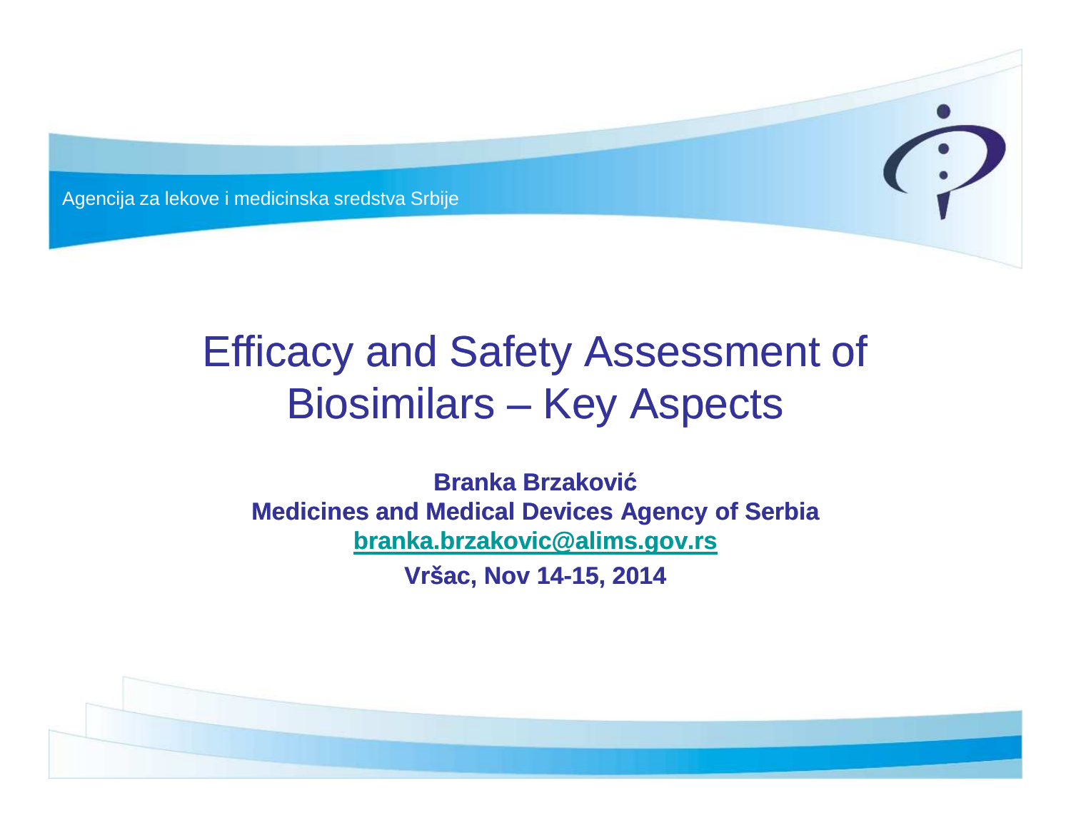Agencija za lekove i medicinska sredstva Srbije

# Efficacy and Safety Assessment of Biosimilars – Key Aspects

**Branka Brzaković**

**Medicines and Medical Devices Agency of Serbia**

**branka.brzakovic@alims.gov.rs**

**Vršac, Nov 14-15, 2014**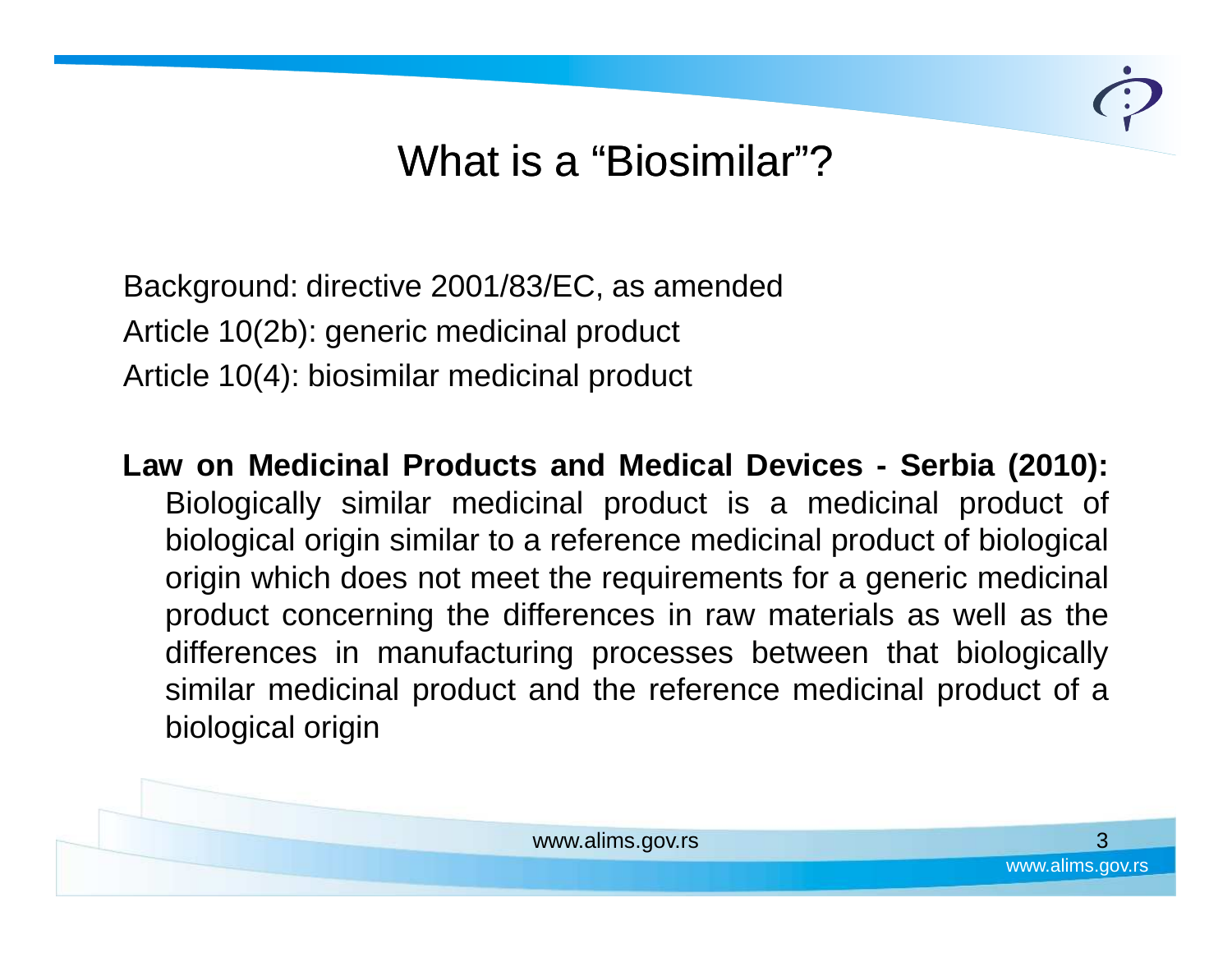# What is a "Biosimilar"?

Background: directive 2001/83/EC, as amended

Article 10(2b): generic medicinal product

Article 10(4): biosimilar medicinal product

**Law on Medicinal Products and Medical Devices - Serbia (2010):**

Biologically similar medicinal product is a medicinal product of biological origin similar to a reference medicinal product of biological origin which does not meet the requirements for a generic medicinal product concerning the differences in raw materials as well as the differences in manufacturing processes between that biologically similar medicinal product and the reference medicinal product of a biological origin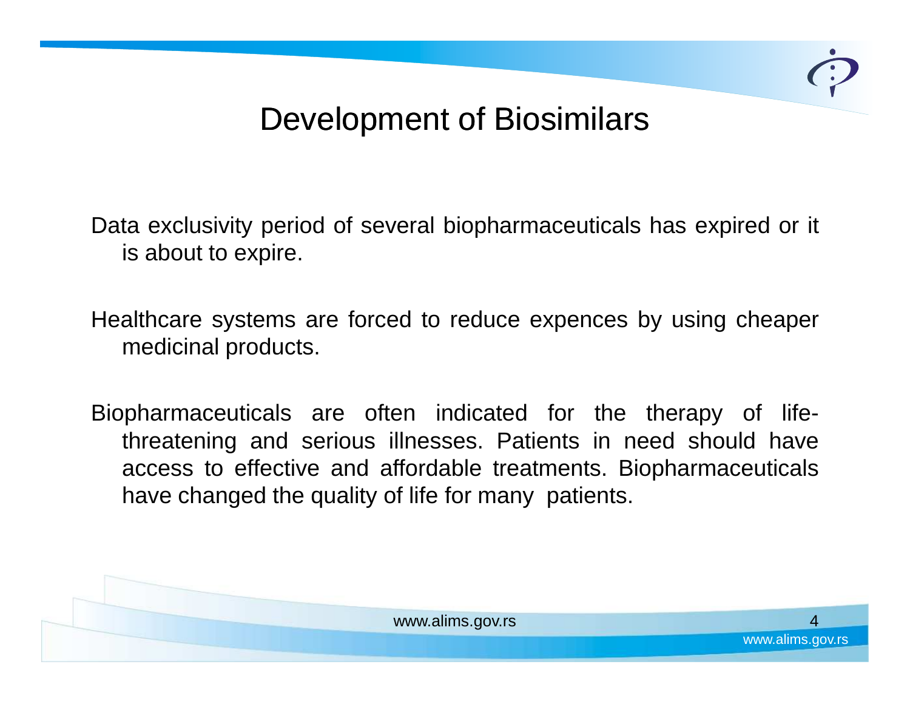# Development of Biosimilars

Data exclusivity period of several biopharmaceuticals has expired or it is about to expire.

Healthcare systems are forced to reduce expences by using cheaper medicinal products.

Biopharmaceuticals are often indicated for the therapy of life-threatening and serious illnesses. Patients in need should have access to effective and affordable treatments. Biopharmaceuticals have changed the quality of life for many patients.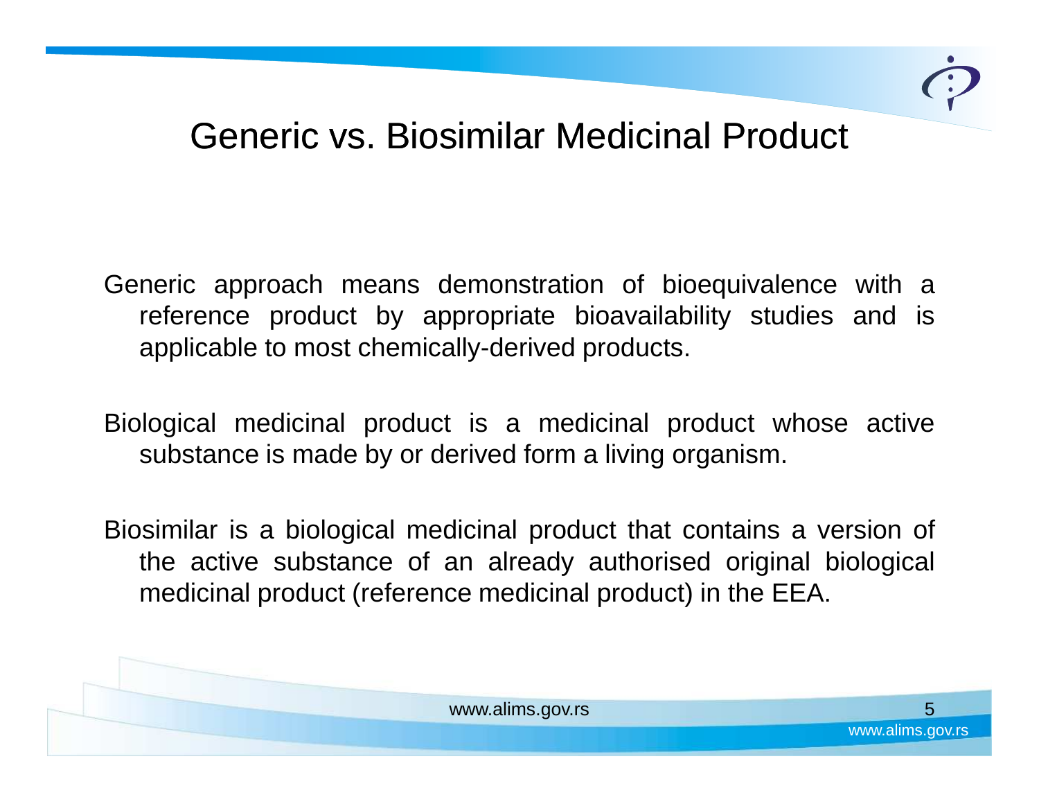# Generic vs. Biosimilar Medicinal Product

Generic approach means demonstration of bioequivalence with a reference product by appropriate bioavailability studies and is applicable to most chemically-derived products.

Biological medicinal product is a medicinal product whose active substance is made by or derived form a living organism.

Biosimilar is a biological medicinal product that contains a version of the active substance of an already authorised original biological medicinal product (reference medicinal product) in the EEA.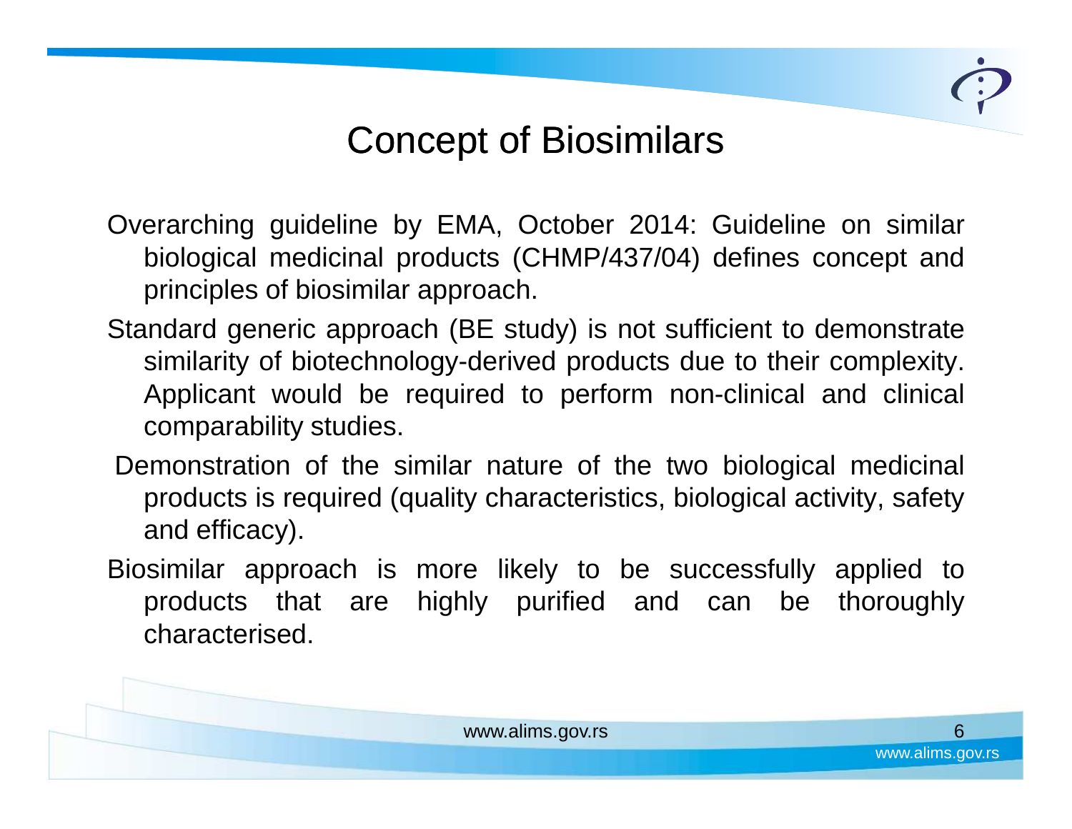# Concept of Biosimilars

Overarching guideline by EMA, October 2014: Guideline on similar biological medicinal products (CHMP/437/04) defines concept and principles of biosimilar approach.

Standard generic approach (BE study) is not sufficient to demonstrate similarity of biotechnology-derived products due to their complexity. Applicant would be required to perform non-clinical and clinical comparability studies.

Demonstration of the similar nature of the two biological medicinal products is required (quality characteristics, biological activity, safety and efficacy).

Biosimilar approach is more likely to be successfully applied to products that are highly purified and can be thoroughly characterised.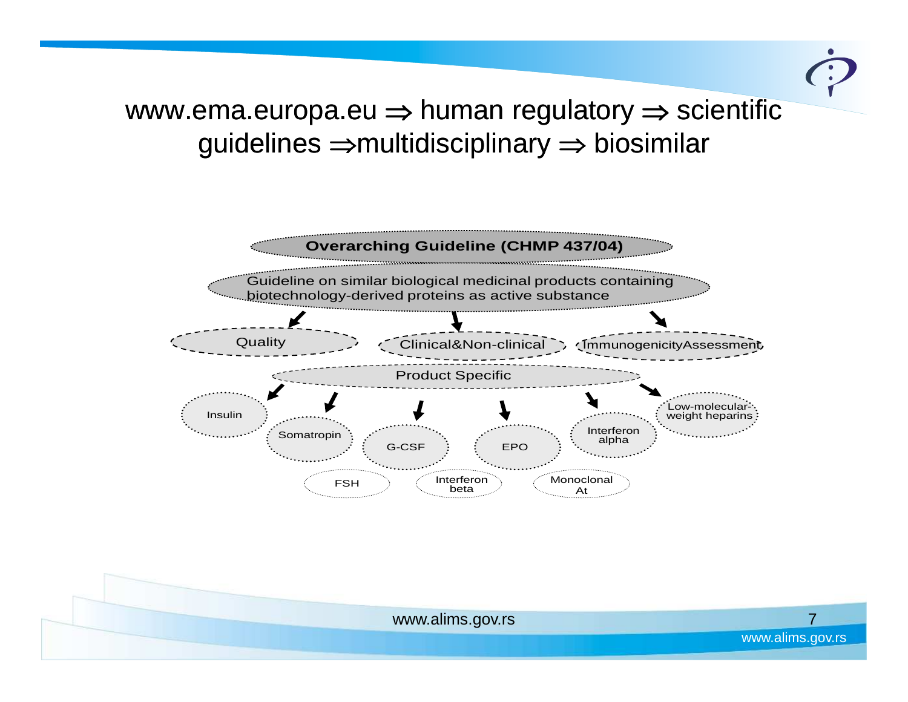# www.ema.europa.eu ⇒ human regulatory ⇒ scientific guidelines ⇒multidisciplinary ⇒ biosimilar

**Overarching Guideline (CHMP 437/04)**

Guideline on similar biological medicinal products containing biotechnology-derived proteins as active substance

- Quality
- Clinical&Non-clinical
- ImmunogenicityAssessment

Product Specific

- Insulin
- Somatropin
- G-CSF
- EPO
- Interferon alpha
- Low-molecular-weight heparins
- FSH
- Interferon beta
- Monoclonal At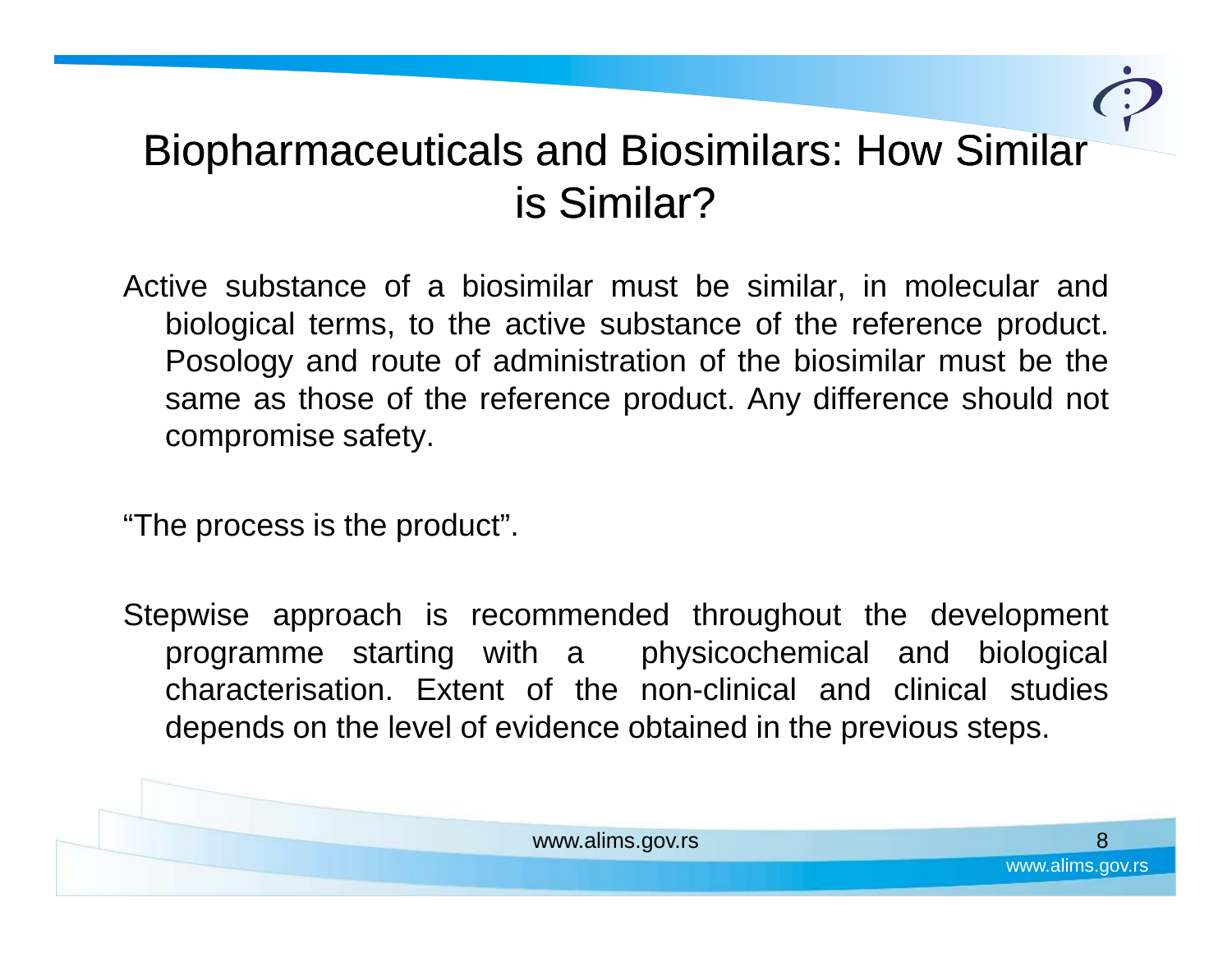# Biopharmaceuticals and Biosimilars: How Similar is Similar?

Active substance of a biosimilar must be similar, in molecular and biological terms, to the active substance of the reference product. Posology and route of administration of the biosimilar must be the same as those of the reference product. Any difference should not compromise safety.

“The process is the product”.

Stepwise approach is recommended throughout the development programme starting with a physicochemical and biological characterisation. Extent of the non-clinical and clinical studies depends on the level of evidence obtained in the previous steps.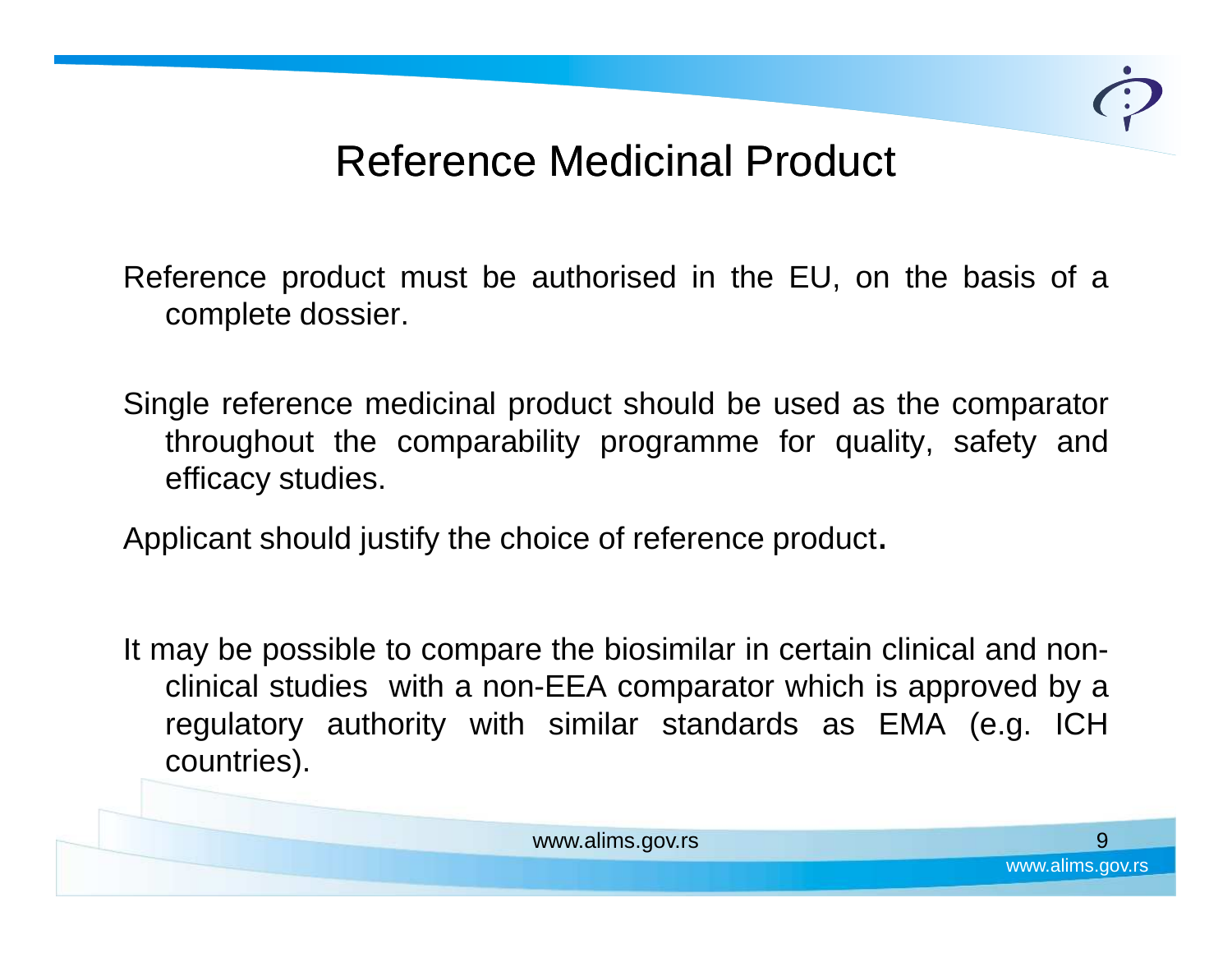# Reference Medicinal Product

Reference product must be authorised in the EU, on the basis of a complete dossier.

Single reference medicinal product should be used as the comparator throughout the comparability programme for quality, safety and efficacy studies.

Applicant should justify the choice of reference product**.**

It may be possible to compare the biosimilar in certain clinical and non-clinical studies with a non-EEA comparator which is approved by a regulatory authority with similar standards as EMA (e.g. ICH countries).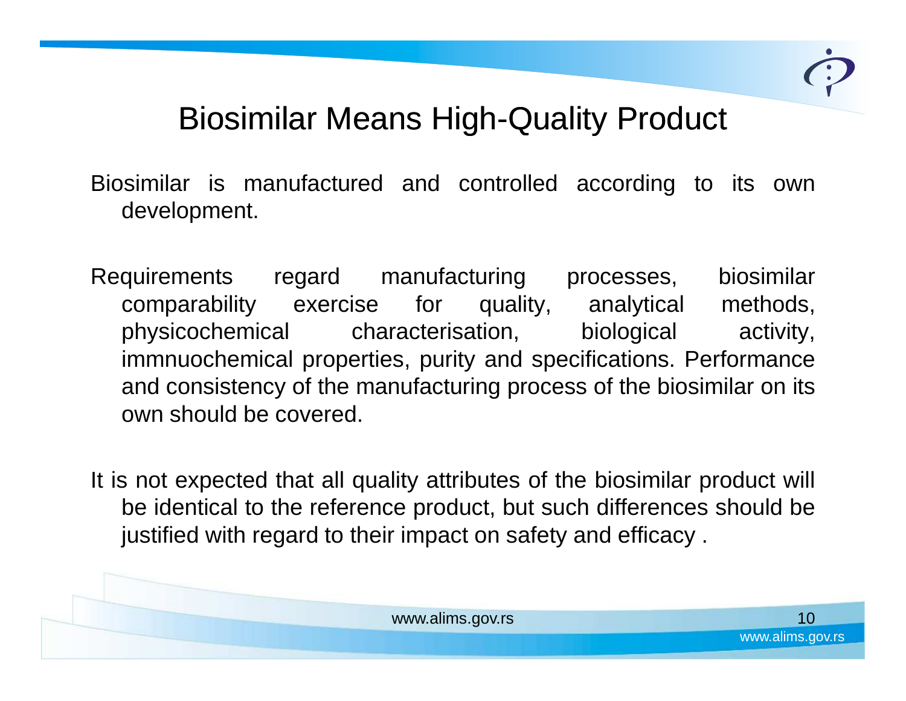# Biosimilar Means High-Quality Product

Biosimilar is manufactured and controlled according to its own development.

Requirements regard manufacturing processes, biosimilar comparability exercise for quality, analytical methods, physicochemical characterisation, biological activity, immnuochemical properties, purity and specifications. Performance and consistency of the manufacturing process of the biosimilar on its own should be covered.

It is not expected that all quality attributes of the biosimilar product will be identical to the reference product, but such differences should be justified with regard to their impact on safety and efficacy .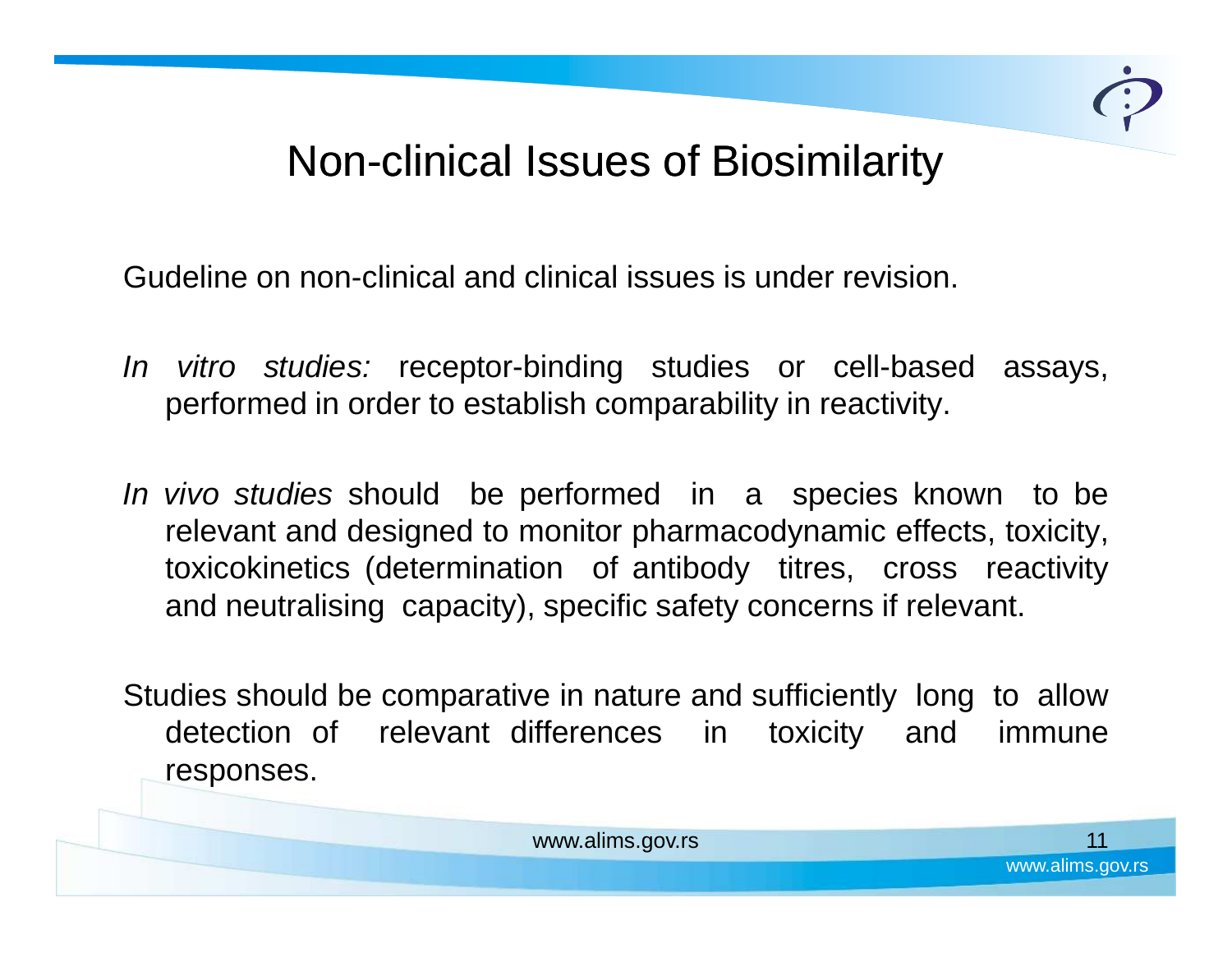# Non-clinical Issues of Biosimilarity

Gudeline on non-clinical and clinical issues is under revision.

*In vitro studies:* receptor-binding studies or cell-based assays, performed in order to establish comparability in reactivity.

*In vivo studies* should be performed in a species known to be relevant and designed to monitor pharmacodynamic effects, toxicity, toxicokinetics (determination of antibody titres, cross reactivity and neutralising capacity), specific safety concerns if relevant.

Studies should be comparative in nature and sufficiently long to allow detection of relevant differences in toxicity and immune responses.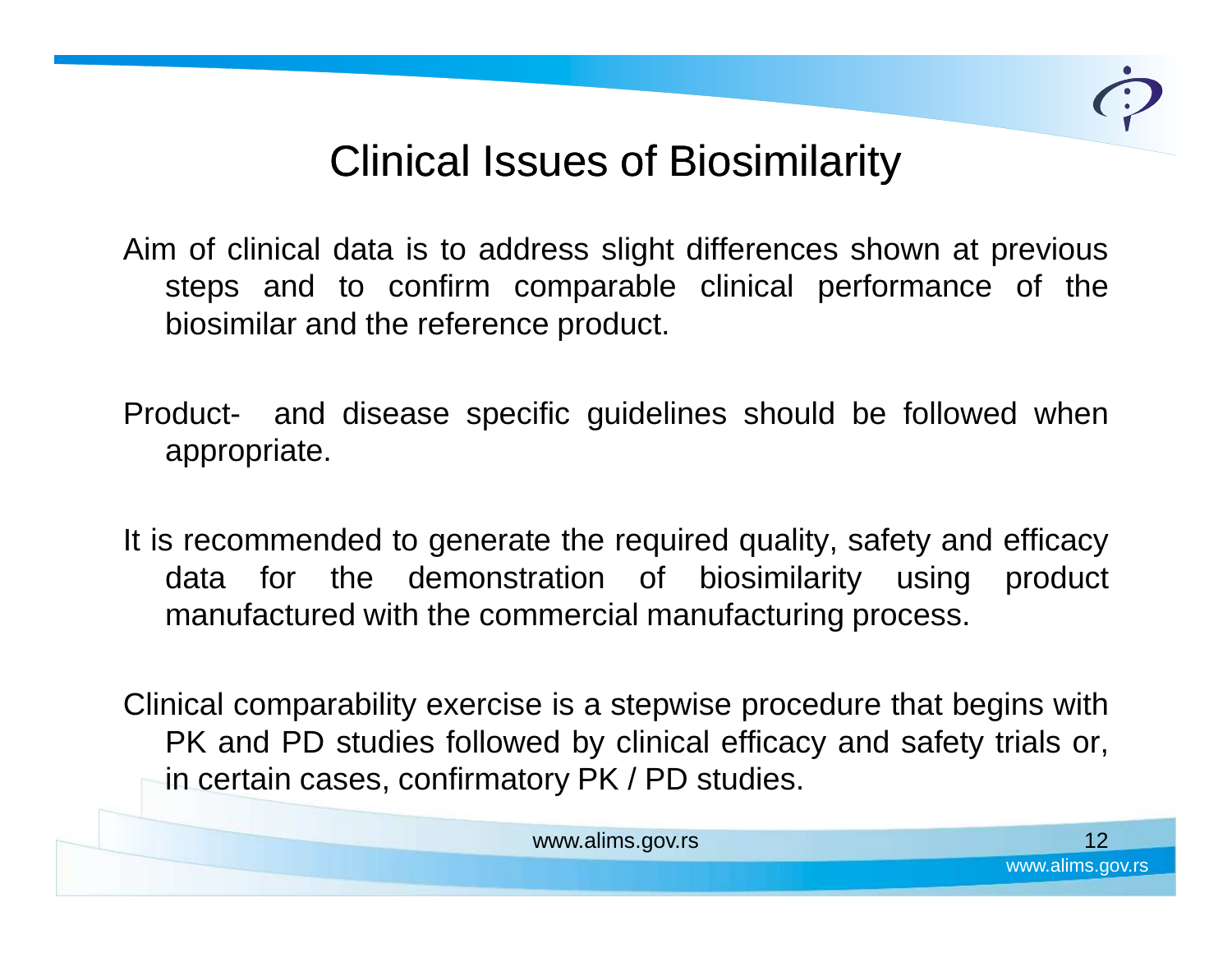# Clinical Issues of Biosimilarity

Aim of clinical data is to address slight differences shown at previous steps and to confirm comparable clinical performance of the biosimilar and the reference product.

Product- and disease specific guidelines should be followed when appropriate.

It is recommended to generate the required quality, safety and efficacy data for the demonstration of biosimilarity using product manufactured with the commercial manufacturing process.

Clinical comparability exercise is a stepwise procedure that begins with PK and PD studies followed by clinical efficacy and safety trials or, in certain cases, confirmatory PK / PD studies.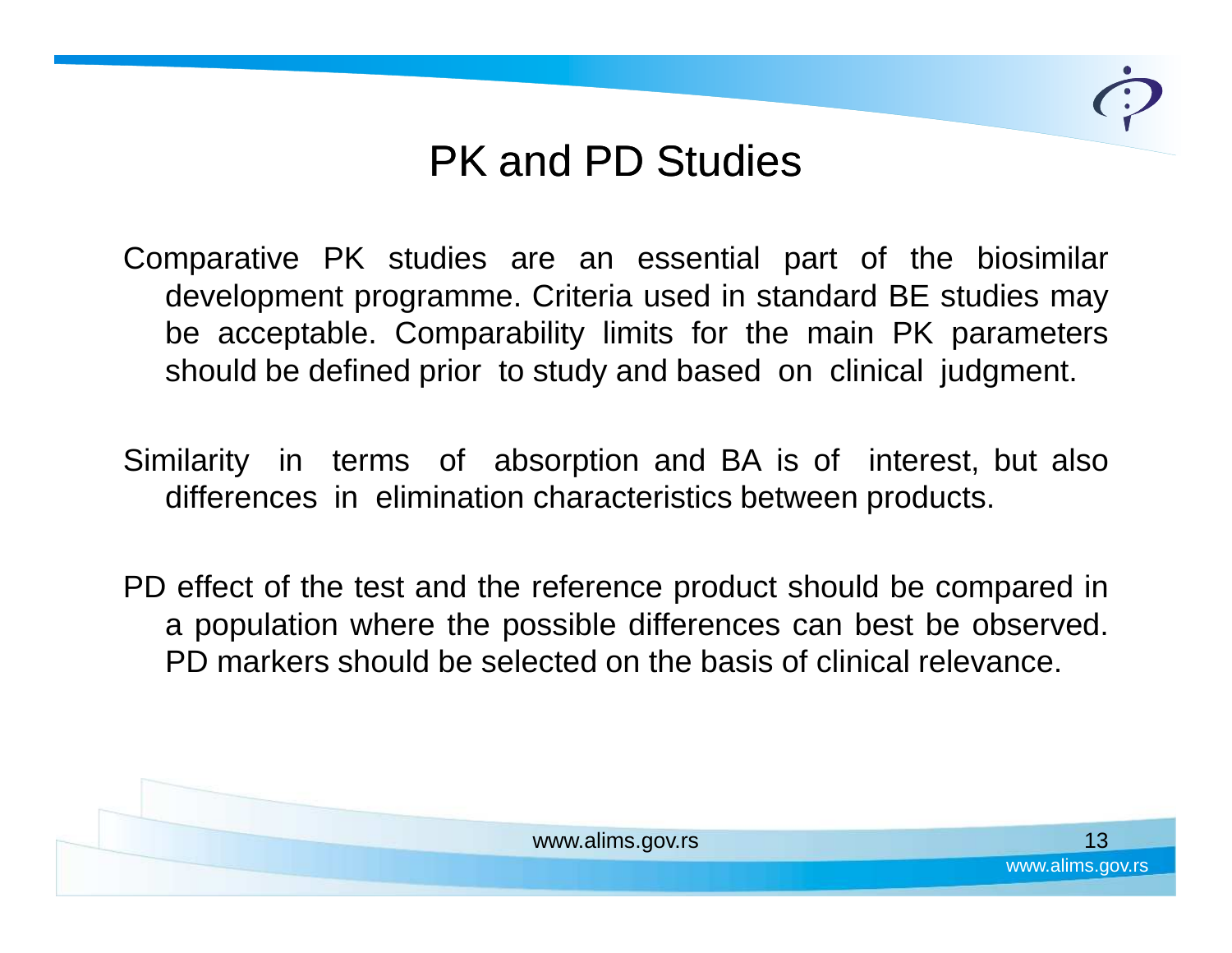# PK and PD Studies

Comparative PK studies are an essential part of the biosimilar development programme. Criteria used in standard BE studies may be acceptable. Comparability limits for the main PK parameters should be defined prior to study and based on clinical judgment.

Similarity in terms of absorption and BA is of interest, but also differences in elimination characteristics between products.

PD effect of the test and the reference product should be compared in a population where the possible differences can best be observed. PD markers should be selected on the basis of clinical relevance.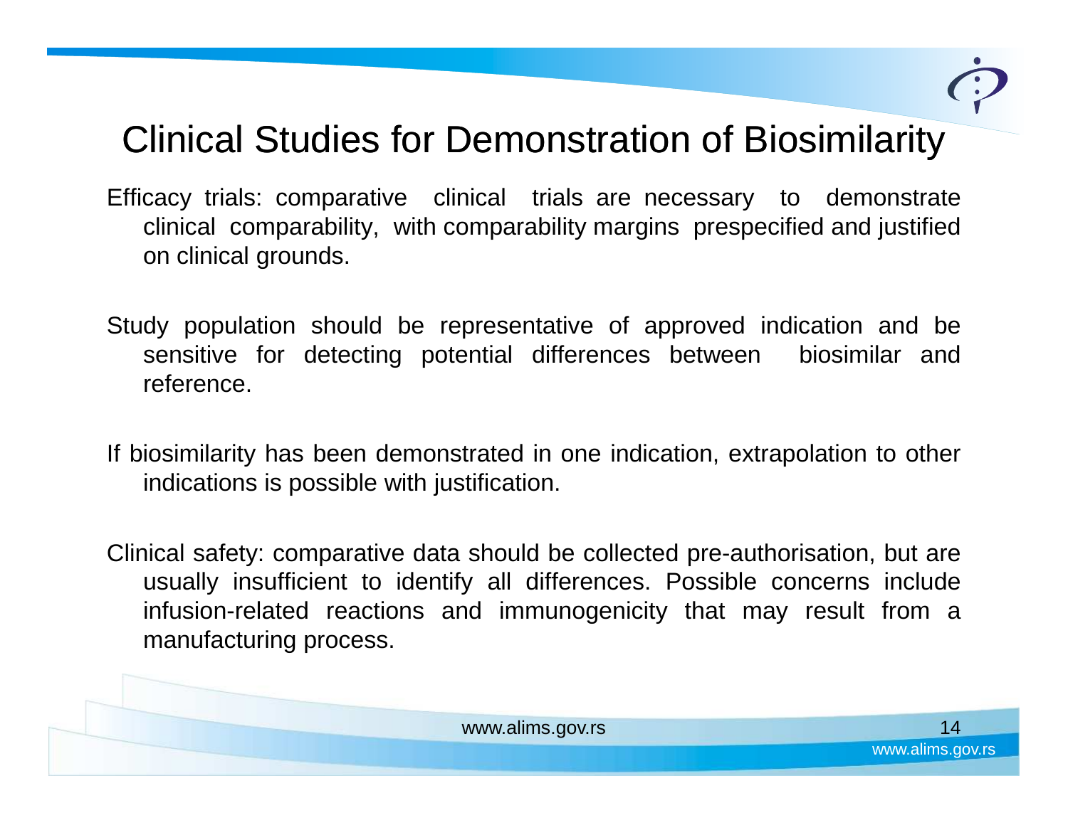# Clinical Studies for Demonstration of Biosimilarity

Efficacy trials: comparative clinical trials are necessary to demonstrate clinical comparability, with comparability margins prespecified and justified on clinical grounds.

Study population should be representative of approved indication and be sensitive for detecting potential differences between biosimilar and reference.

If biosimilarity has been demonstrated in one indication, extrapolation to other indications is possible with justification.

Clinical safety: comparative data should be collected pre-authorisation, but are usually insufficient to identify all differences. Possible concerns include infusion-related reactions and immunogenicity that may result from a manufacturing process.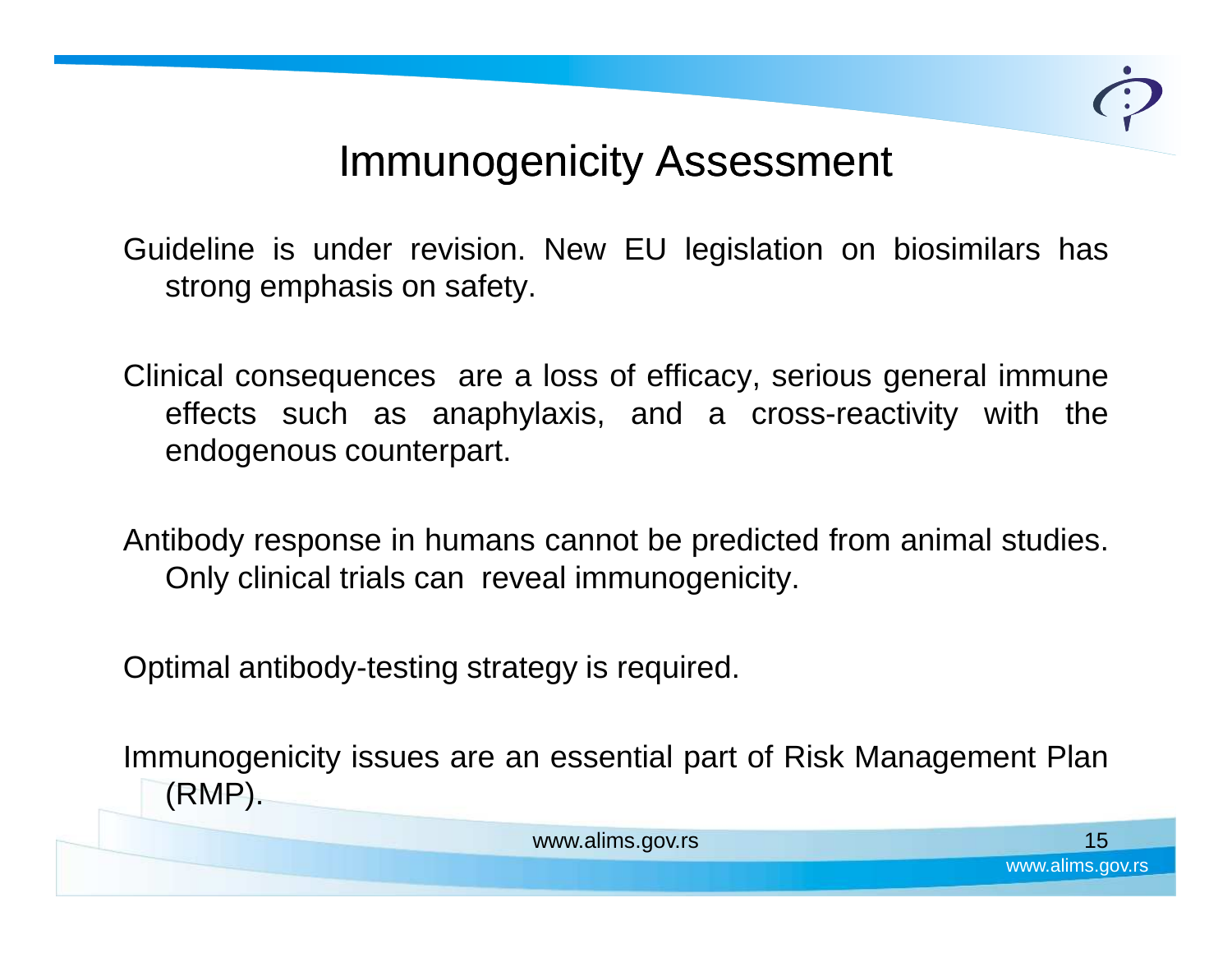# Immunogenicity Assessment

Guideline is under revision. New EU legislation on biosimilars has strong emphasis on safety.

Clinical consequences are a loss of efficacy, serious general immune effects such as anaphylaxis, and a cross-reactivity with the endogenous counterpart.

Antibody response in humans cannot be predicted from animal studies. Only clinical trials can reveal immunogenicity.

Optimal antibody-testing strategy is required.

Immunogenicity issues are an essential part of Risk Management Plan (RMP).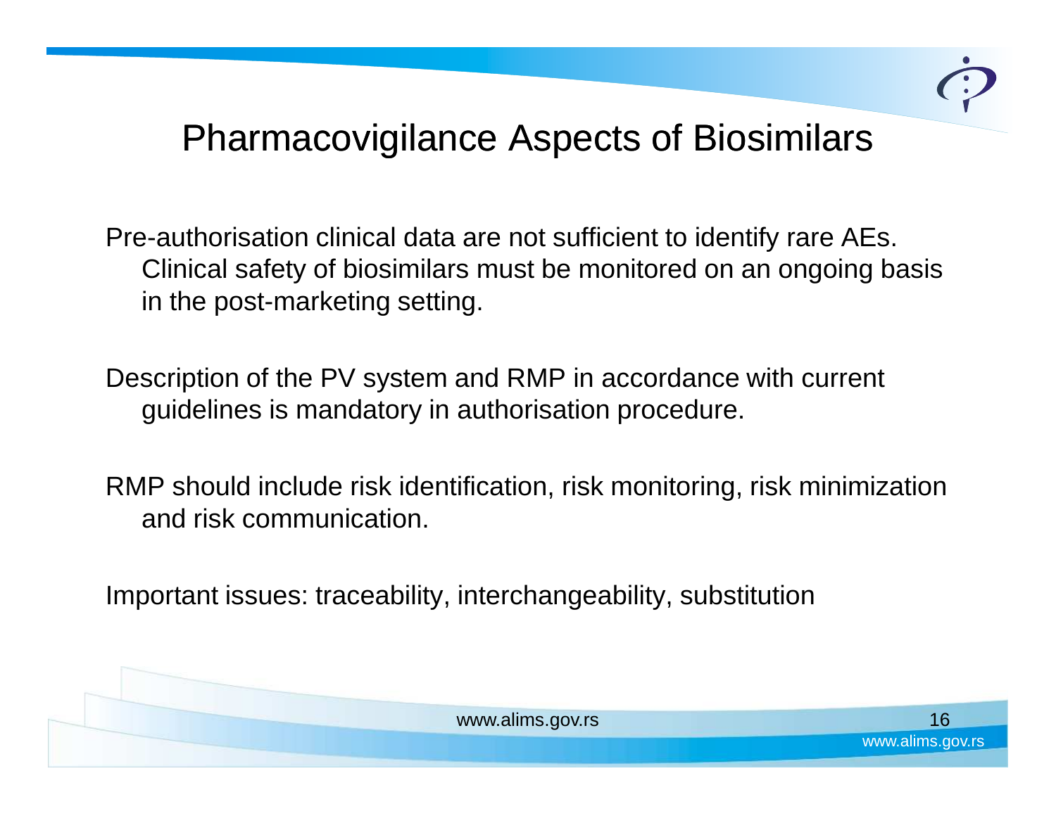# Pharmacovigilance Aspects of Biosimilars

Pre-authorisation clinical data are not sufficient to identify rare AEs. Clinical safety of biosimilars must be monitored on an ongoing basis in the post-marketing setting.

Description of the PV system and RMP in accordance with current guidelines is mandatory in authorisation procedure.

RMP should include risk identification, risk monitoring, risk minimization and risk communication.

Important issues: traceability, interchangeability, substitution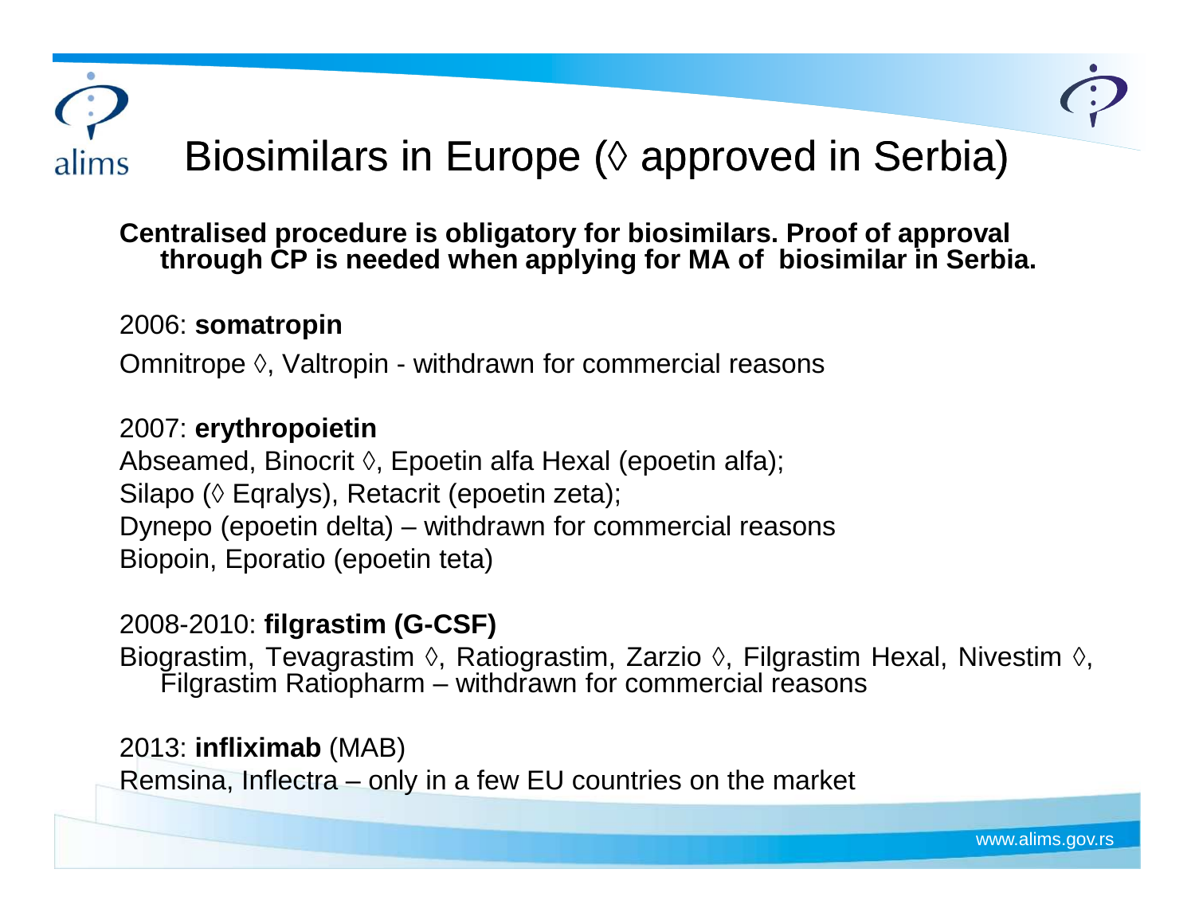# Biosimilars in Europe (◊ approved in Serbia)

**Centralised procedure is obligatory for biosimilars. Proof of approval through CP is needed when applying for MA of biosimilar in Serbia.**

2006: **somatropin**

Omnitrope ◊, Valtropin - withdrawn for commercial reasons

2007: **erythropoietin**

Abseamed, Binocrit ◊, Epoetin alfa Hexal (epoetin alfa);
Silapo (◊ Eqralys), Retacrit (epoetin zeta);
Dynepo (epoetin delta) – withdrawn for commercial reasons
Biopoin, Eporatio (epoetin teta)

2008-2010: **filgrastim (G-CSF)**

Biograstim, Tevagrastim ◊, Ratiograstim, Zarzio ◊, Filgrastim Hexal, Nivestim ◊, Filgrastim Ratiopharm – withdrawn for commercial reasons

2013: **infliximab** (MAB)

Remsina, Inflectra – only in a few EU countries on the market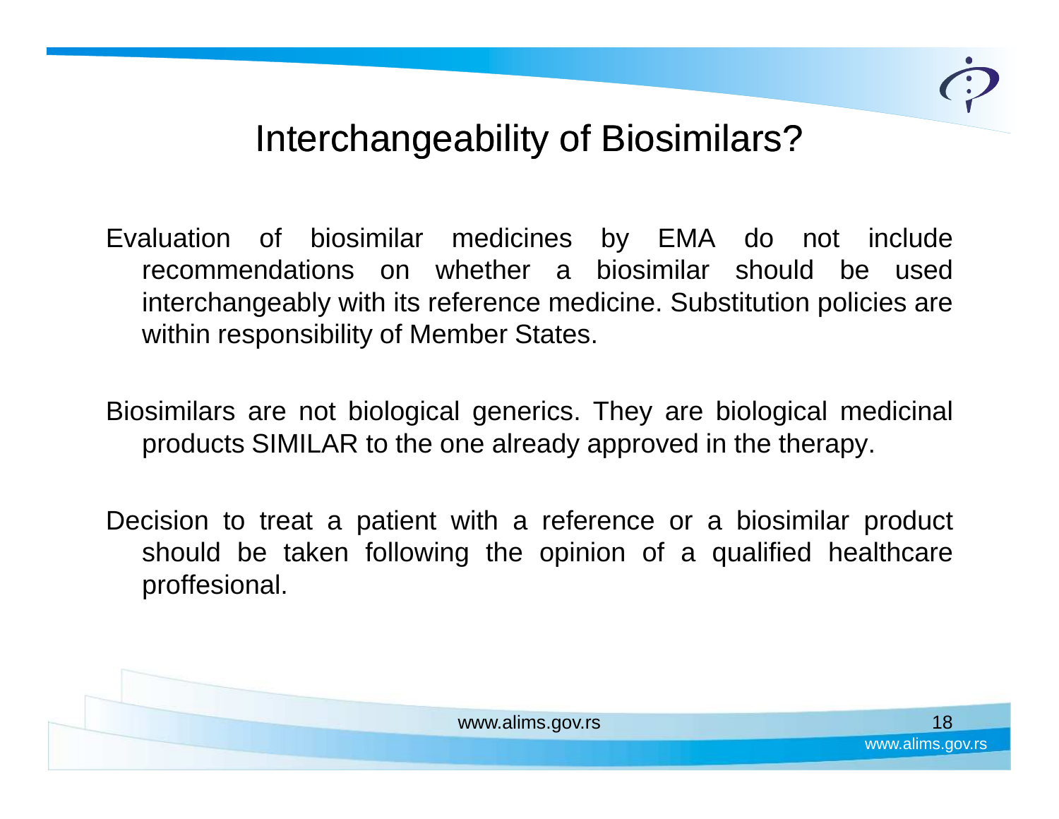# Interchangeability of Biosimilars?

Evaluation of biosimilar medicines by EMA do not include recommendations on whether a biosimilar should be used interchangeably with its reference medicine. Substitution policies are within responsibility of Member States.

Biosimilars are not biological generics. They are biological medicinal products SIMILAR to the one already approved in the therapy.

Decision to treat a patient with a reference or a biosimilar product should be taken following the opinion of a qualified healthcare proffesional.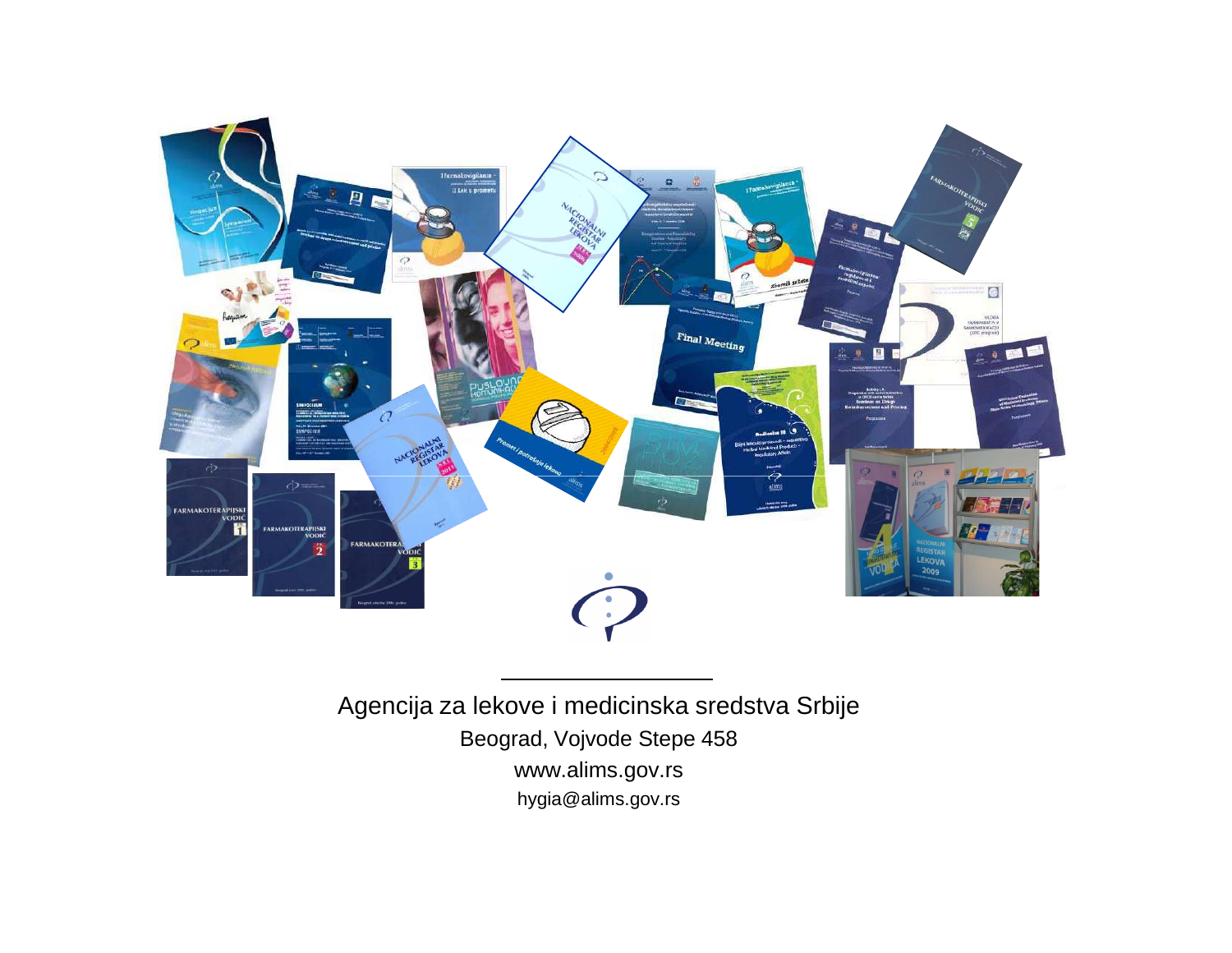Agencija za lekove i medicinska sredstva Srbije

Beograd, Vojvode Stepe 458

www.alims.gov.rs

hygia@alims.gov.rs